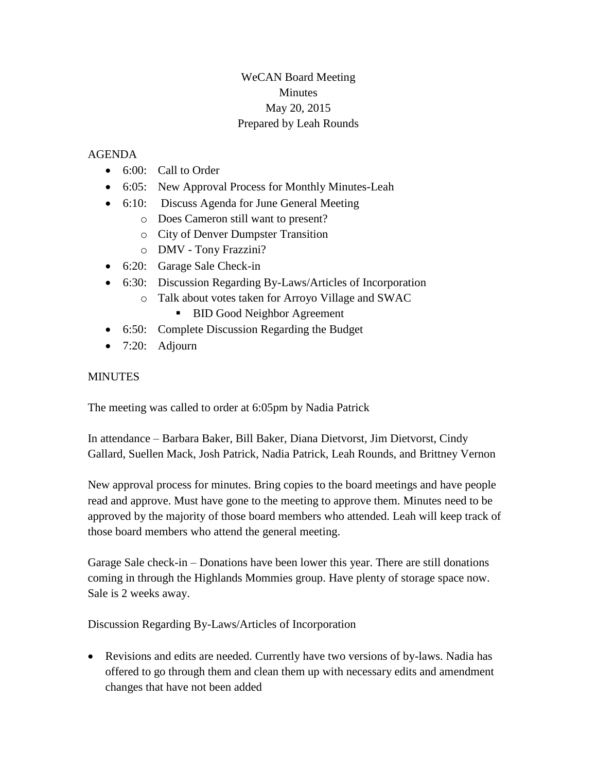WeCAN Board Meeting
Minutes
May 20, 2015
Prepared by Leah Rounds

AGENDA

- 6:00: Call to Order
- 6:05: New Approval Process for Monthly Minutes-Leah
- 6:10: Discuss Agenda for June General Meeting
    - Does Cameron still want to present?
    - City of Denver Dumpster Transition
    - DMV - Tony Frazzini?
- 6:20: Garage Sale Check-in
- 6:30: Discussion Regarding By-Laws/Articles of Incorporation
    - Talk about votes taken for Arroyo Village and SWAC
        - BID Good Neighbor Agreement
- 6:50: Complete Discussion Regarding the Budget
- 7:20: Adjourn

MINUTES

The meeting was called to order at 6:05pm by Nadia Patrick

In attendance – Barbara Baker, Bill Baker, Diana Dietvorst, Jim Dietvorst, Cindy Gallard, Suellen Mack, Josh Patrick, Nadia Patrick, Leah Rounds, and Brittney Vernon

New approval process for minutes. Bring copies to the board meetings and have people read and approve. Must have gone to the meeting to approve them. Minutes need to be approved by the majority of those board members who attended. Leah will keep track of those board members who attend the general meeting.

Garage Sale check-in – Donations have been lower this year. There are still donations coming in through the Highlands Mommies group. Have plenty of storage space now. Sale is 2 weeks away.

Discussion Regarding By-Laws/Articles of Incorporation

- Revisions and edits are needed. Currently have two versions of by-laws. Nadia has offered to go through them and clean them up with necessary edits and amendment changes that have not been added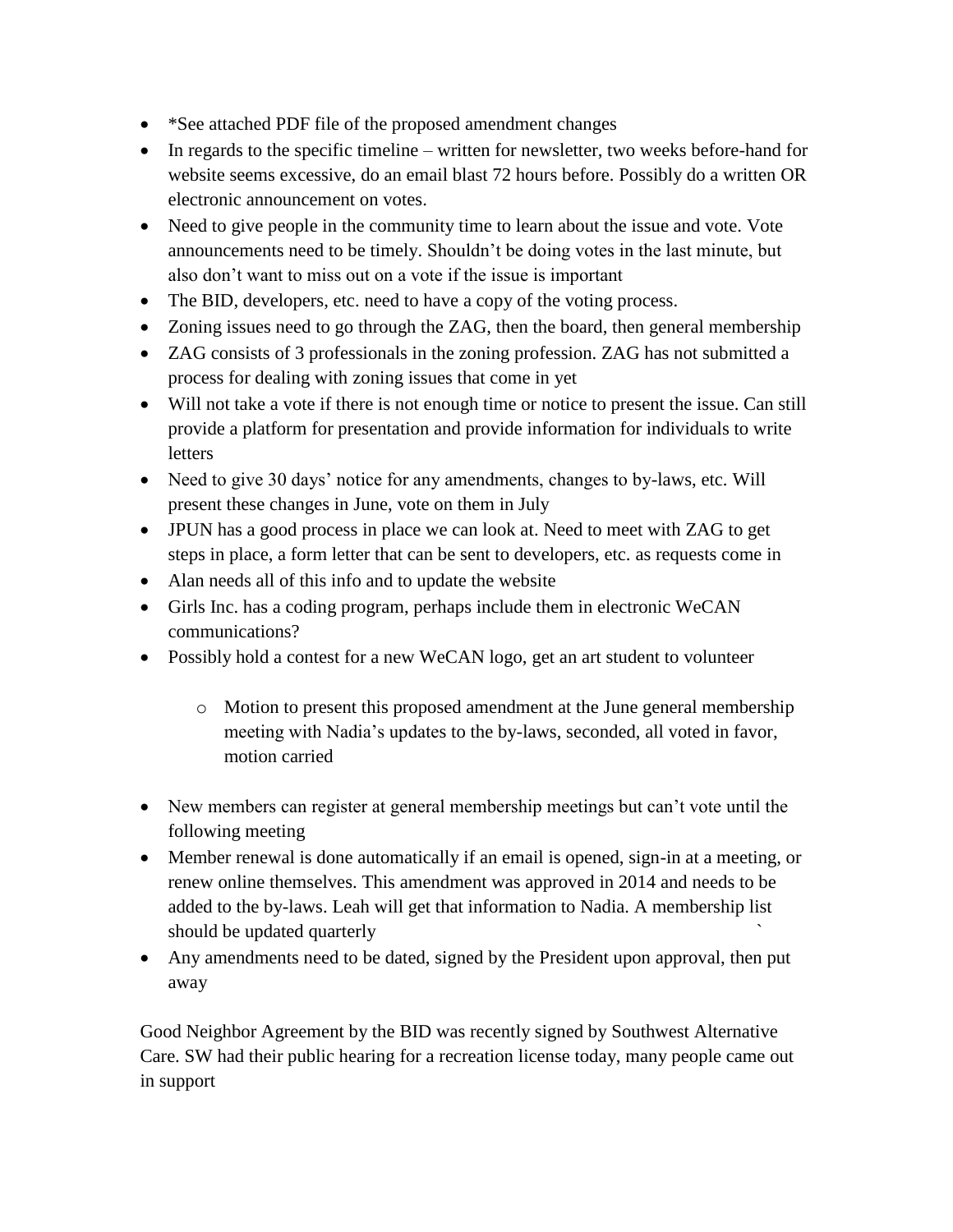- *See attached PDF file of the proposed amendment changes
- In regards to the specific timeline – written for newsletter, two weeks before-hand for website seems excessive, do an email blast 72 hours before. Possibly do a written OR electronic announcement on votes.
- Need to give people in the community time to learn about the issue and vote. Vote announcements need to be timely. Shouldn't be doing votes in the last minute, but also don't want to miss out on a vote if the issue is important
- The BID, developers, etc. need to have a copy of the voting process.
- Zoning issues need to go through the ZAG, then the board, then general membership
- ZAG consists of 3 professionals in the zoning profession. ZAG has not submitted a process for dealing with zoning issues that come in yet
- Will not take a vote if there is not enough time or notice to present the issue. Can still provide a platform for presentation and provide information for individuals to write letters
- Need to give 30 days' notice for any amendments, changes to by-laws, etc. Will present these changes in June, vote on them in July
- JPUN has a good process in place we can look at. Need to meet with ZAG to get steps in place, a form letter that can be sent to developers, etc. as requests come in
- Alan needs all of this info and to update the website
- Girls Inc. has a coding program, perhaps include them in electronic WeCAN communications?
- Possibly hold a contest for a new WeCAN logo, get an art student to volunteer
    - Motion to present this proposed amendment at the June general membership meeting with Nadia's updates to the by-laws, seconded, all voted in favor, motion carried

- New members can register at general membership meetings but can't vote until the following meeting
- Member renewal is done automatically if an email is opened, sign-in at a meeting, or renew online themselves. This amendment was approved in 2014 and needs to be added to the by-laws. Leah will get that information to Nadia. A membership list should be updated quarterly
- Any amendments need to be dated, signed by the President upon approval, then put away

Good Neighbor Agreement by the BID was recently signed by Southwest Alternative Care. SW had their public hearing for a recreation license today, many people came out in support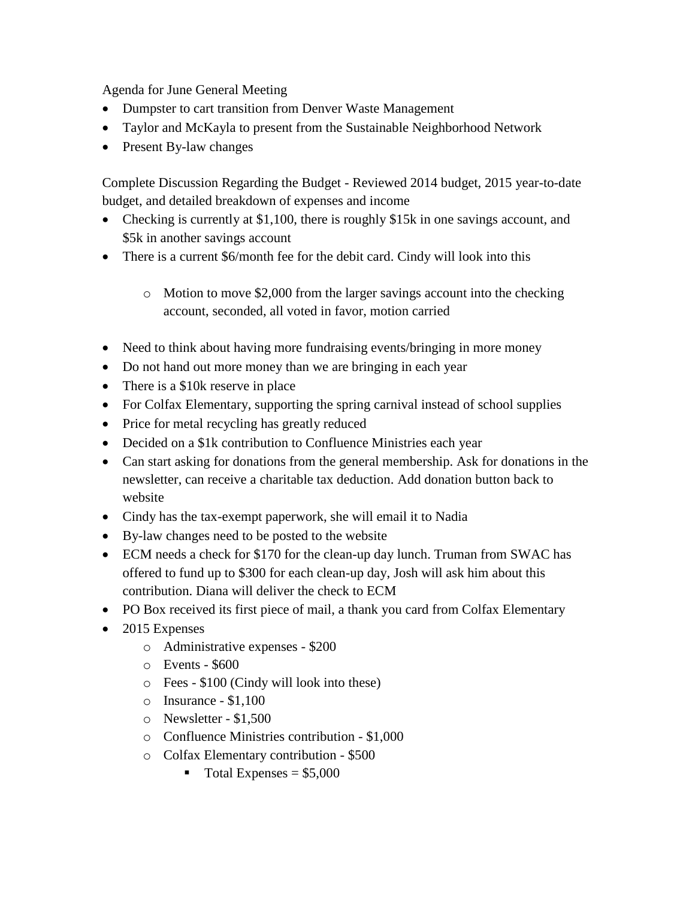Agenda for June General Meeting

- Dumpster to cart transition from Denver Waste Management
- Taylor and McKayla to present from the Sustainable Neighborhood Network
- Present By-law changes

Complete Discussion Regarding the Budget - Reviewed 2014 budget, 2015 year-to-date budget, and detailed breakdown of expenses and income

- Checking is currently at $1,100, there is roughly $15k in one savings account, and $5k in another savings account
- There is a current $6/month fee for the debit card. Cindy will look into this
    - Motion to move $2,000 from the larger savings account into the checking account, seconded, all voted in favor, motion carried
- Need to think about having more fundraising events/bringing in more money
- Do not hand out more money than we are bringing in each year
- There is a $10k reserve in place
- For Colfax Elementary, supporting the spring carnival instead of school supplies
- Price for metal recycling has greatly reduced
- Decided on a $1k contribution to Confluence Ministries each year
- Can start asking for donations from the general membership. Ask for donations in the newsletter, can receive a charitable tax deduction. Add donation button back to website
- Cindy has the tax-exempt paperwork, she will email it to Nadia
- By-law changes need to be posted to the website
- ECM needs a check for $170 for the clean-up day lunch. Truman from SWAC has offered to fund up to $300 for each clean-up day, Josh will ask him about this contribution. Diana will deliver the check to ECM
- PO Box received its first piece of mail, a thank you card from Colfax Elementary
- 2015 Expenses
    - Administrative expenses - $200
    - Events - $600
    - Fees - $100 (Cindy will look into these)
    - Insurance - $1,100
    - Newsletter - $1,500
    - Confluence Ministries contribution - $1,000
    - Colfax Elementary contribution - $500
        - Total Expenses = $5,000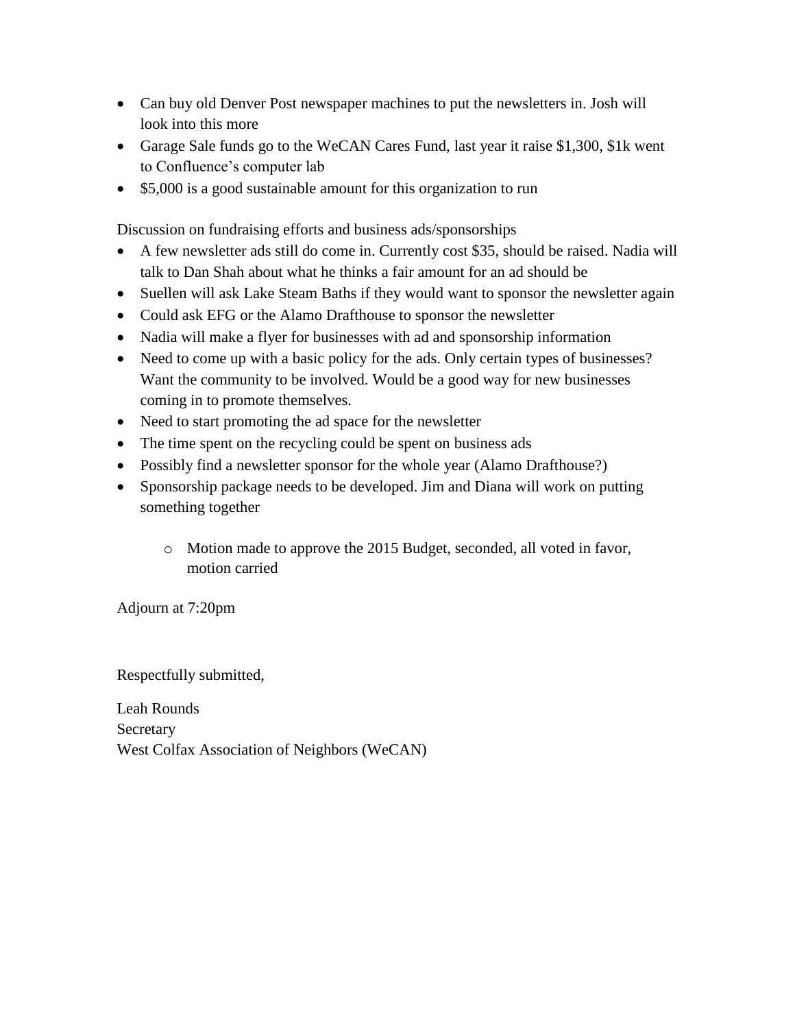- Can buy old Denver Post newspaper machines to put the newsletters in. Josh will look into this more
- Garage Sale funds go to the WeCAN Cares Fund, last year it raise $1,300, $1k went to Confluence's computer lab
- $5,000 is a good sustainable amount for this organization to run

Discussion on fundraising efforts and business ads/sponsorships

- A few newsletter ads still do come in. Currently cost $35, should be raised. Nadia will talk to Dan Shah about what he thinks a fair amount for an ad should be
- Suellen will ask Lake Steam Baths if they would want to sponsor the newsletter again
- Could ask EFG or the Alamo Drafthouse to sponsor the newsletter
- Nadia will make a flyer for businesses with ad and sponsorship information
- Need to come up with a basic policy for the ads. Only certain types of businesses? Want the community to be involved. Would be a good way for new businesses coming in to promote themselves.
- Need to start promoting the ad space for the newsletter
- The time spent on the recycling could be spent on business ads
- Possibly find a newsletter sponsor for the whole year (Alamo Drafthouse?)
- Sponsorship package needs to be developed. Jim and Diana will work on putting something together

    - Motion made to approve the 2015 Budget, seconded, all voted in favor, motion carried

Adjourn at 7:20pm

Respectfully submitted,

Leah Rounds
Secretary
West Colfax Association of Neighbors (WeCAN)